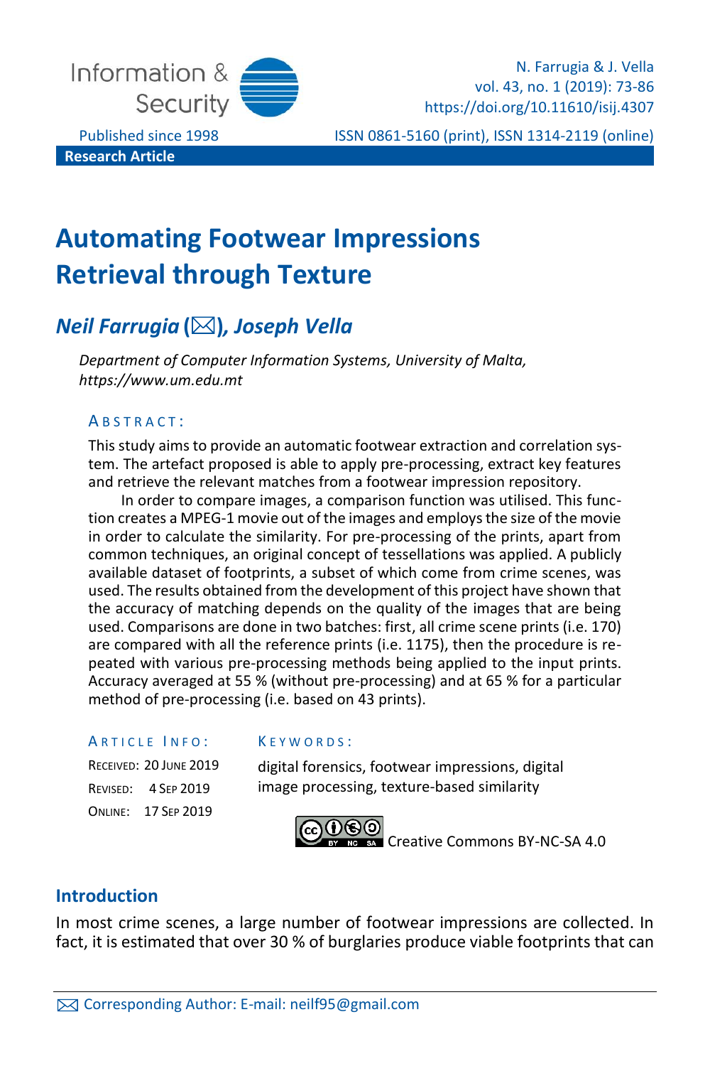Research Article

# Automating Footwear Impressions Retrieval through Texture

## *Neil Farrugia* (✉), *Joseph Vella*

*Department of Computer Information Systems, University of Malta, https://www.um.edu.mt*

### ABSTRACT:

This study aims to provide an automatic footwear extraction and correlation system. The artefact proposed is able to apply pre-processing, extract key features and retrieve the relevant matches from a footwear impression repository.

In order to compare images, a comparison function was utilised. This function creates a MPEG-1 movie out of the images and employs the size of the movie in order to calculate the similarity. For pre-processing of the prints, apart from common techniques, an original concept of tessellations was applied. A publicly available dataset of footprints, a subset of which come from crime scenes, was used. The results obtained from the development of this project have shown that the accuracy of matching depends on the quality of the images that are being used. Comparisons are done in two batches: first, all crime scene prints (i.e. 170) are compared with all the reference prints (i.e. 1175), then the procedure is repeated with various pre-processing methods being applied to the input prints. Accuracy averaged at 55 % (without pre-processing) and at 65 % for a particular method of pre-processing (i.e. based on 43 prints).

### ARTICLE INFO:

RECEIVED: 20 JUNE 2019
REVISED: 4 SEP 2019
ONLINE: 17 SEP 2019

### KEYWORDS:

digital forensics, footwear impressions, digital image processing, texture-based similarity

Creative Commons BY-NC-SA 4.0

## Introduction

In most crime scenes, a large number of footwear impressions are collected. In fact, it is estimated that over 30 % of burglaries produce viable footprints that can

✉ Corresponding Author: E-mail: neilf95@gmail.com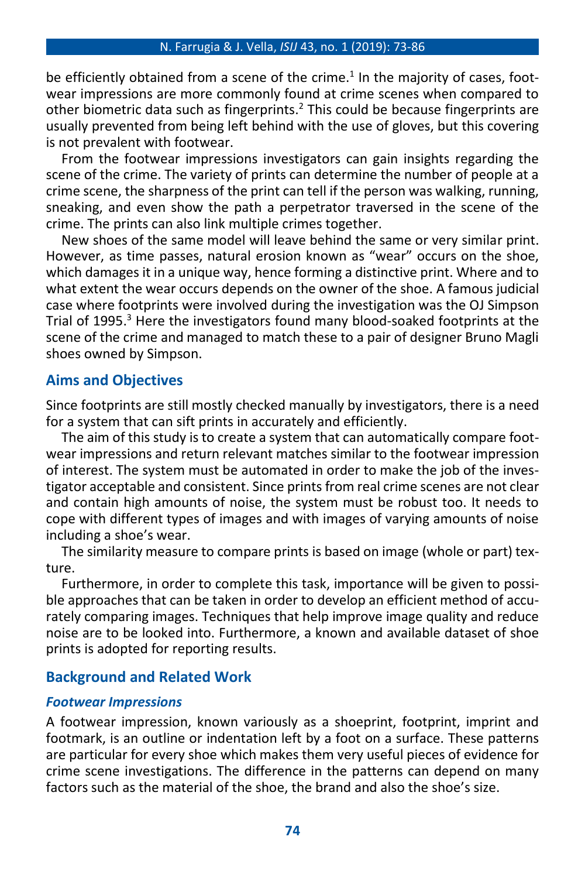be efficiently obtained from a scene of the crime.[1] In the majority of cases, footwear impressions are more commonly found at crime scenes when compared to other biometric data such as fingerprints.[2] This could be because fingerprints are usually prevented from being left behind with the use of gloves, but this covering is not prevalent with footwear.

From the footwear impressions investigators can gain insights regarding the scene of the crime. The variety of prints can determine the number of people at a crime scene, the sharpness of the print can tell if the person was walking, running, sneaking, and even show the path a perpetrator traversed in the scene of the crime. The prints can also link multiple crimes together.

New shoes of the same model will leave behind the same or very similar print. However, as time passes, natural erosion known as "wear" occurs on the shoe, which damages it in a unique way, hence forming a distinctive print. Where and to what extent the wear occurs depends on the owner of the shoe. A famous judicial case where footprints were involved during the investigation was the OJ Simpson Trial of 1995.[3] Here the investigators found many blood-soaked footprints at the scene of the crime and managed to match these to a pair of designer Bruno Magli shoes owned by Simpson.

## Aims and Objectives

Since footprints are still mostly checked manually by investigators, there is a need for a system that can sift prints in accurately and efficiently.

The aim of this study is to create a system that can automatically compare footwear impressions and return relevant matches similar to the footwear impression of interest. The system must be automated in order to make the job of the investigator acceptable and consistent. Since prints from real crime scenes are not clear and contain high amounts of noise, the system must be robust too. It needs to cope with different types of images and with images of varying amounts of noise including a shoe's wear.

The similarity measure to compare prints is based on image (whole or part) texture.

Furthermore, in order to complete this task, importance will be given to possible approaches that can be taken in order to develop an efficient method of accurately comparing images. Techniques that help improve image quality and reduce noise are to be looked into. Furthermore, a known and available dataset of shoe prints is adopted for reporting results.

## Background and Related Work

### *Footwear Impressions*

A footwear impression, known variously as a shoeprint, footprint, imprint and footmark, is an outline or indentation left by a foot on a surface. These patterns are particular for every shoe which makes them very useful pieces of evidence for crime scene investigations. The difference in the patterns can depend on many factors such as the material of the shoe, the brand and also the shoe's size.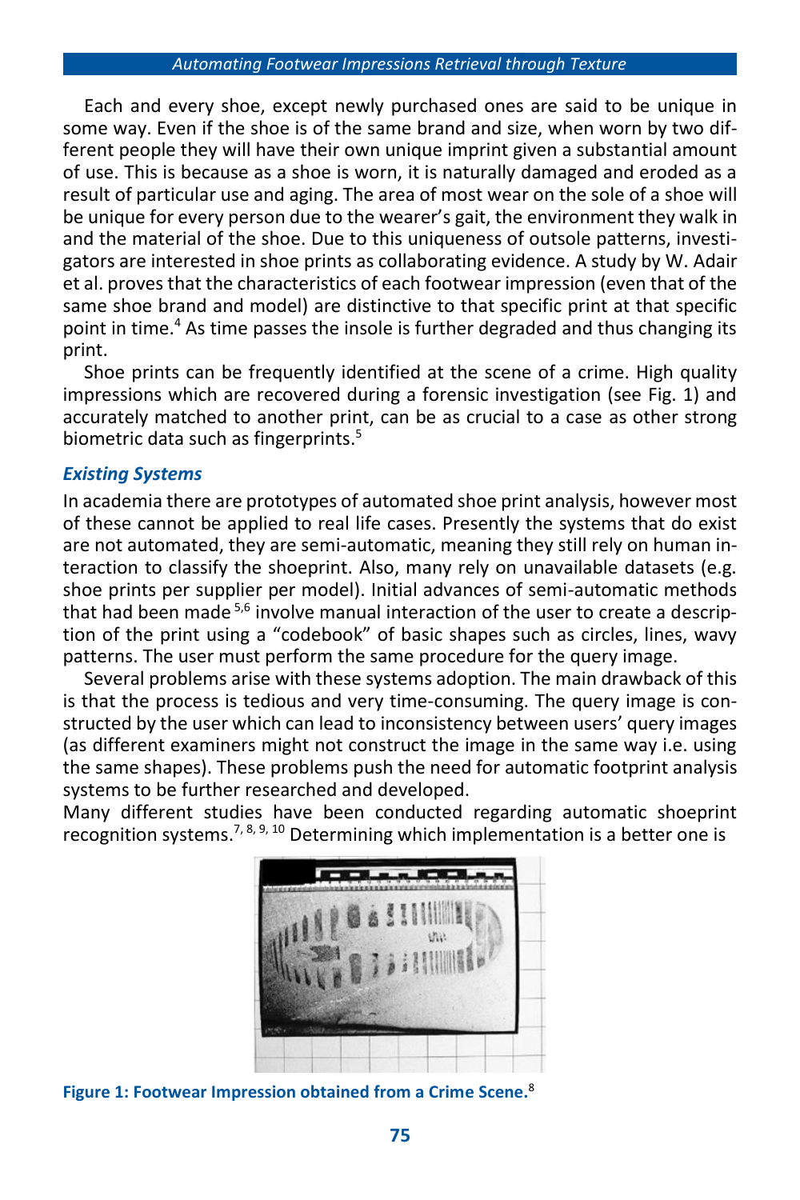Each and every shoe, except newly purchased ones are said to be unique in some way. Even if the shoe is of the same brand and size, when worn by two different people they will have their own unique imprint given a substantial amount of use. This is because as a shoe is worn, it is naturally damaged and eroded as a result of particular use and aging. The area of most wear on the sole of a shoe will be unique for every person due to the wearer's gait, the environment they walk in and the material of the shoe. Due to this uniqueness of outsole patterns, investigators are interested in shoe prints as collaborating evidence. A study by W. Adair et al. proves that the characteristics of each footwear impression (even that of the same shoe brand and model) are distinctive to that specific print at that specific point in time.[4] As time passes the insole is further degraded and thus changing its print.

Shoe prints can be frequently identified at the scene of a crime. High quality impressions which are recovered during a forensic investigation (see Fig. 1) and accurately matched to another print, can be as crucial to a case as other strong biometric data such as fingerprints.[5]

### *Existing Systems*

In academia there are prototypes of automated shoe print analysis, however most of these cannot be applied to real life cases. Presently the systems that do exist are not automated, they are semi-automatic, meaning they still rely on human interaction to classify the shoeprint. Also, many rely on unavailable datasets (e.g. shoe prints per supplier per model). Initial advances of semi-automatic methods that had been made [5,6] involve manual interaction of the user to create a description of the print using a "codebook" of basic shapes such as circles, lines, wavy patterns. The user must perform the same procedure for the query image.

Several problems arise with these systems adoption. The main drawback of this is that the process is tedious and very time-consuming. The query image is constructed by the user which can lead to inconsistency between users' query images (as different examiners might not construct the image in the same way i.e. using the same shapes). These problems push the need for automatic footprint analysis systems to be further researched and developed.

Many different studies have been conducted regarding automatic shoeprint recognition systems.[7, 8, 9, 10] Determining which implementation is a better one is

**Figure 1: Footwear Impression obtained from a Crime Scene.**[8]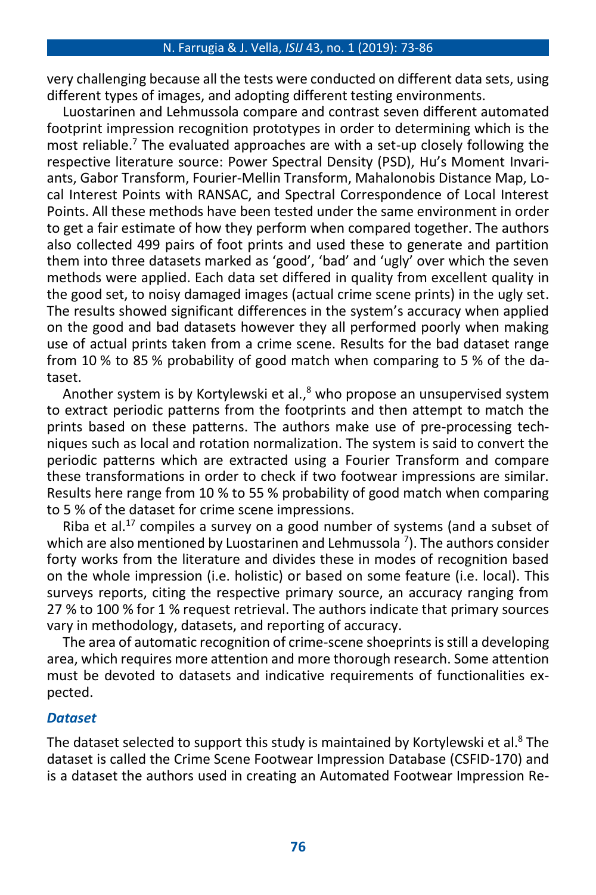very challenging because all the tests were conducted on different data sets, using different types of images, and adopting different testing environments.

Luostarinen and Lehmussola compare and contrast seven different automated footprint impression recognition prototypes in order to determining which is the most reliable.[7] The evaluated approaches are with a set-up closely following the respective literature source: Power Spectral Density (PSD), Hu's Moment Invariants, Gabor Transform, Fourier-Mellin Transform, Mahalonobis Distance Map, Local Interest Points with RANSAC, and Spectral Correspondence of Local Interest Points. All these methods have been tested under the same environment in order to get a fair estimate of how they perform when compared together. The authors also collected 499 pairs of foot prints and used these to generate and partition them into three datasets marked as 'good', 'bad' and 'ugly' over which the seven methods were applied. Each data set differed in quality from excellent quality in the good set, to noisy damaged images (actual crime scene prints) in the ugly set. The results showed significant differences in the system's accuracy when applied on the good and bad datasets however they all performed poorly when making use of actual prints taken from a crime scene. Results for the bad dataset range from 10 % to 85 % probability of good match when comparing to 5 % of the dataset.

Another system is by Kortylewski et al.,[8] who propose an unsupervised system to extract periodic patterns from the footprints and then attempt to match the prints based on these patterns. The authors make use of pre-processing techniques such as local and rotation normalization. The system is said to convert the periodic patterns which are extracted using a Fourier Transform and compare these transformations in order to check if two footwear impressions are similar. Results here range from 10 % to 55 % probability of good match when comparing to 5 % of the dataset for crime scene impressions.

Riba et al.[17] compiles a survey on a good number of systems (and a subset of which are also mentioned by Luostarinen and Lehmussola [7]). The authors consider forty works from the literature and divides these in modes of recognition based on the whole impression (i.e. holistic) or based on some feature (i.e. local). This surveys reports, citing the respective primary source, an accuracy ranging from 27 % to 100 % for 1 % request retrieval. The authors indicate that primary sources vary in methodology, datasets, and reporting of accuracy.

The area of automatic recognition of crime-scene shoeprints is still a developing area, which requires more attention and more thorough research. Some attention must be devoted to datasets and indicative requirements of functionalities expected.

### *Dataset*

The dataset selected to support this study is maintained by Kortylewski et al.[8] The dataset is called the Crime Scene Footwear Impression Database (CSFID-170) and is a dataset the authors used in creating an Automated Footwear Impression Re-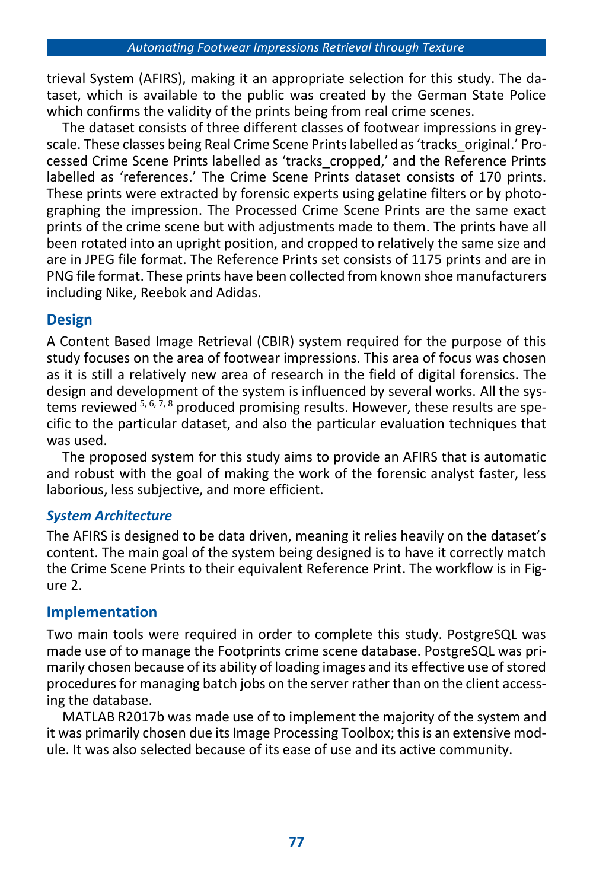trieval System (AFIRS), making it an appropriate selection for this study. The dataset, which is available to the public was created by the German State Police which confirms the validity of the prints being from real crime scenes.

The dataset consists of three different classes of footwear impressions in greyscale. These classes being Real Crime Scene Prints labelled as 'tracks_original.' Processed Crime Scene Prints labelled as 'tracks_cropped,' and the Reference Prints labelled as 'references.' The Crime Scene Prints dataset consists of 170 prints. These prints were extracted by forensic experts using gelatine filters or by photographing the impression. The Processed Crime Scene Prints are the same exact prints of the crime scene but with adjustments made to them. The prints have all been rotated into an upright position, and cropped to relatively the same size and are in JPEG file format. The Reference Prints set consists of 1175 prints and are in PNG file format. These prints have been collected from known shoe manufacturers including Nike, Reebok and Adidas.

## Design

A Content Based Image Retrieval (CBIR) system required for the purpose of this study focuses on the area of footwear impressions. This area of focus was chosen as it is still a relatively new area of research in the field of digital forensics. The design and development of the system is influenced by several works. All the systems reviewed [5, 6, 7, 8] produced promising results. However, these results are specific to the particular dataset, and also the particular evaluation techniques that was used.

The proposed system for this study aims to provide an AFIRS that is automatic and robust with the goal of making the work of the forensic analyst faster, less laborious, less subjective, and more efficient.

### *System Architecture*

The AFIRS is designed to be data driven, meaning it relies heavily on the dataset's content. The main goal of the system being designed is to have it correctly match the Crime Scene Prints to their equivalent Reference Print. The workflow is in Figure 2.

## Implementation

Two main tools were required in order to complete this study. PostgreSQL was made use of to manage the Footprints crime scene database. PostgreSQL was primarily chosen because of its ability of loading images and its effective use of stored procedures for managing batch jobs on the server rather than on the client accessing the database.

MATLAB R2017b was made use of to implement the majority of the system and it was primarily chosen due its Image Processing Toolbox; this is an extensive module. It was also selected because of its ease of use and its active community.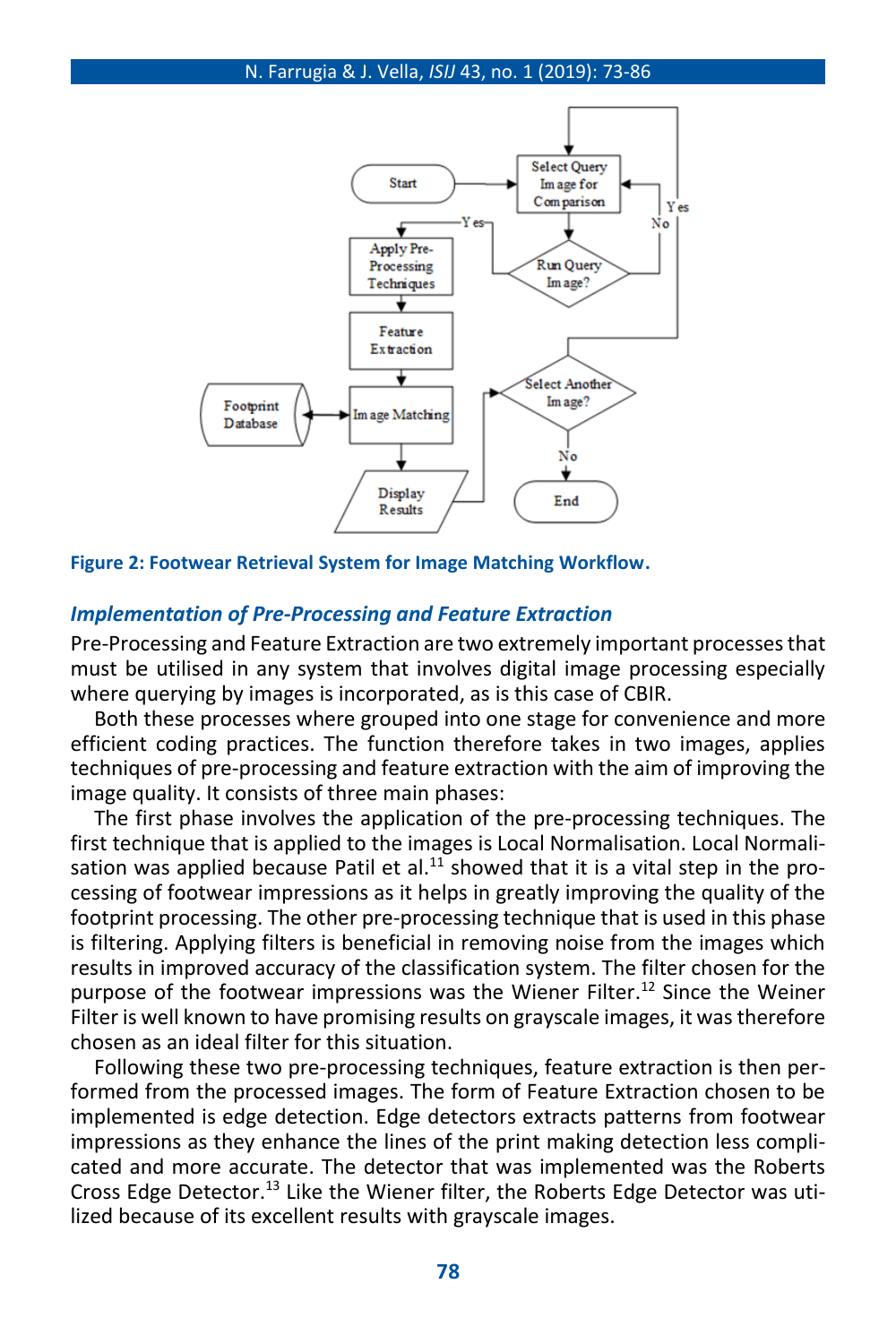Figure 2: Footwear Retrieval System for Image Matching Workflow.

### *Implementation of Pre-Processing and Feature Extraction*

Pre-Processing and Feature Extraction are two extremely important processes that must be utilised in any system that involves digital image processing especially where querying by images is incorporated, as is this case of CBIR.

Both these processes where grouped into one stage for convenience and more efficient coding practices. The function therefore takes in two images, applies techniques of pre-processing and feature extraction with the aim of improving the image quality. It consists of three main phases:

The first phase involves the application of the pre-processing techniques. The first technique that is applied to the images is Local Normalisation. Local Normalisation was applied because Patil et al.[11] showed that it is a vital step in the processing of footwear impressions as it helps in greatly improving the quality of the footprint processing. The other pre-processing technique that is used in this phase is filtering. Applying filters is beneficial in removing noise from the images which results in improved accuracy of the classification system. The filter chosen for the purpose of the footwear impressions was the Wiener Filter.[12] Since the Weiner Filter is well known to have promising results on grayscale images, it was therefore chosen as an ideal filter for this situation.

Following these two pre-processing techniques, feature extraction is then performed from the processed images. The form of Feature Extraction chosen to be implemented is edge detection. Edge detectors extracts patterns from footwear impressions as they enhance the lines of the print making detection less complicated and more accurate. The detector that was implemented was the Roberts Cross Edge Detector.[13] Like the Wiener filter, the Roberts Edge Detector was utilized because of its excellent results with grayscale images.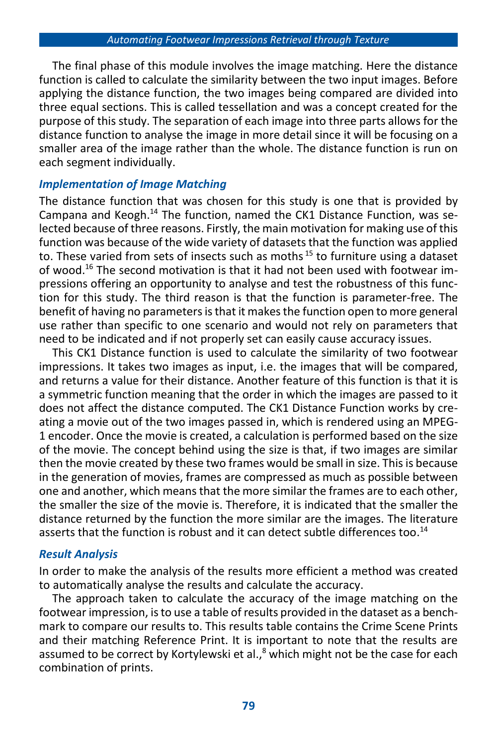The final phase of this module involves the image matching. Here the distance function is called to calculate the similarity between the two input images. Before applying the distance function, the two images being compared are divided into three equal sections. This is called tessellation and was a concept created for the purpose of this study. The separation of each image into three parts allows for the distance function to analyse the image in more detail since it will be focusing on a smaller area of the image rather than the whole. The distance function is run on each segment individually.

### *Implementation of Image Matching*

The distance function that was chosen for this study is one that is provided by Campana and Keogh.[14] The function, named the CK1 Distance Function, was selected because of three reasons. Firstly, the main motivation for making use of this function was because of the wide variety of datasets that the function was applied to. These varied from sets of insects such as moths [15] to furniture using a dataset of wood.[16] The second motivation is that it had not been used with footwear impressions offering an opportunity to analyse and test the robustness of this function for this study. The third reason is that the function is parameter-free. The benefit of having no parameters is that it makes the function open to more general use rather than specific to one scenario and would not rely on parameters that need to be indicated and if not properly set can easily cause accuracy issues.

This CK1 Distance function is used to calculate the similarity of two footwear impressions. It takes two images as input, i.e. the images that will be compared, and returns a value for their distance. Another feature of this function is that it is a symmetric function meaning that the order in which the images are passed to it does not affect the distance computed. The CK1 Distance Function works by creating a movie out of the two images passed in, which is rendered using an MPEG-1 encoder. Once the movie is created, a calculation is performed based on the size of the movie. The concept behind using the size is that, if two images are similar then the movie created by these two frames would be small in size. This is because in the generation of movies, frames are compressed as much as possible between one and another, which means that the more similar the frames are to each other, the smaller the size of the movie is. Therefore, it is indicated that the smaller the distance returned by the function the more similar are the images. The literature asserts that the function is robust and it can detect subtle differences too.[14]

### *Result Analysis*

In order to make the analysis of the results more efficient a method was created to automatically analyse the results and calculate the accuracy.

The approach taken to calculate the accuracy of the image matching on the footwear impression, is to use a table of results provided in the dataset as a benchmark to compare our results to. This results table contains the Crime Scene Prints and their matching Reference Print. It is important to note that the results are assumed to be correct by Kortylewski et al.,[8] which might not be the case for each combination of prints.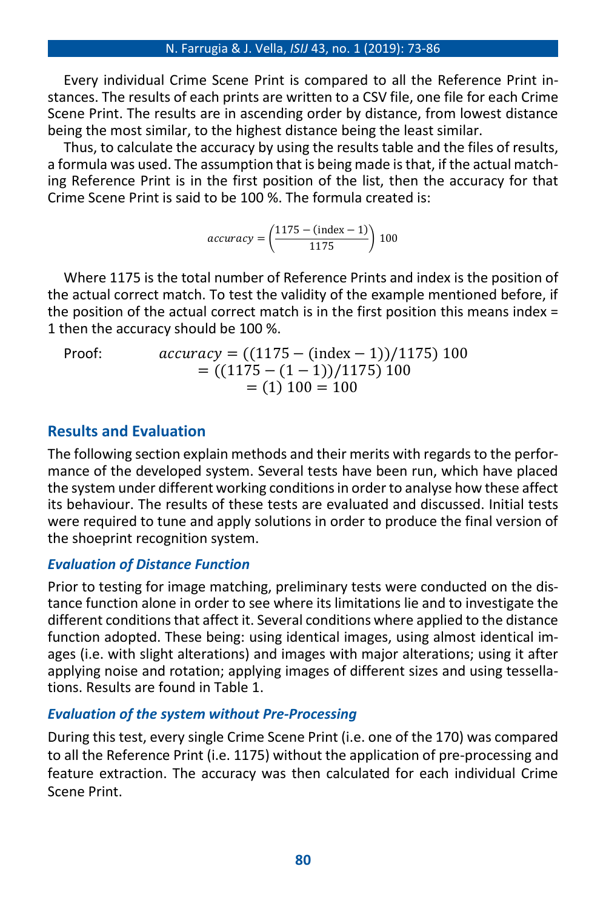Every individual Crime Scene Print is compared to all the Reference Print instances. The results of each prints are written to a CSV file, one file for each Crime Scene Print. The results are in ascending order by distance, from lowest distance being the most similar, to the highest distance being the least similar.

Thus, to calculate the accuracy by using the results table and the files of results, a formula was used. The assumption that is being made is that, if the actual matching Reference Print is in the first position of the list, then the accuracy for that Crime Scene Print is said to be 100 %. The formula created is:

$$accuracy = \left(\frac{1175 - (\text{index} - 1)}{1175}\right) 100$$

Where 1175 is the total number of Reference Prints and index is the position of the actual correct match. To test the validity of the example mentioned before, if the position of the actual correct match is in the first position this means index = 1 then the accuracy should be 100 %.

Proof:

$$\begin{aligned} accuracy &= ((1175 - (\text{index} - 1))/1175)\ 100 \\ &= ((1175 - (1 - 1))/1175)\ 100 \\ &= (1)\ 100 = 100 \end{aligned}$$

## Results and Evaluation

The following section explain methods and their merits with regards to the performance of the developed system. Several tests have been run, which have placed the system under different working conditions in order to analyse how these affect its behaviour. The results of these tests are evaluated and discussed. Initial tests were required to tune and apply solutions in order to produce the final version of the shoeprint recognition system.

### *Evaluation of Distance Function*

Prior to testing for image matching, preliminary tests were conducted on the distance function alone in order to see where its limitations lie and to investigate the different conditions that affect it. Several conditions where applied to the distance function adopted. These being: using identical images, using almost identical images (i.e. with slight alterations) and images with major alterations; using it after applying noise and rotation; applying images of different sizes and using tessellations. Results are found in Table 1.

### *Evaluation of the system without Pre-Processing*

During this test, every single Crime Scene Print (i.e. one of the 170) was compared to all the Reference Print (i.e. 1175) without the application of pre-processing and feature extraction. The accuracy was then calculated for each individual Crime Scene Print.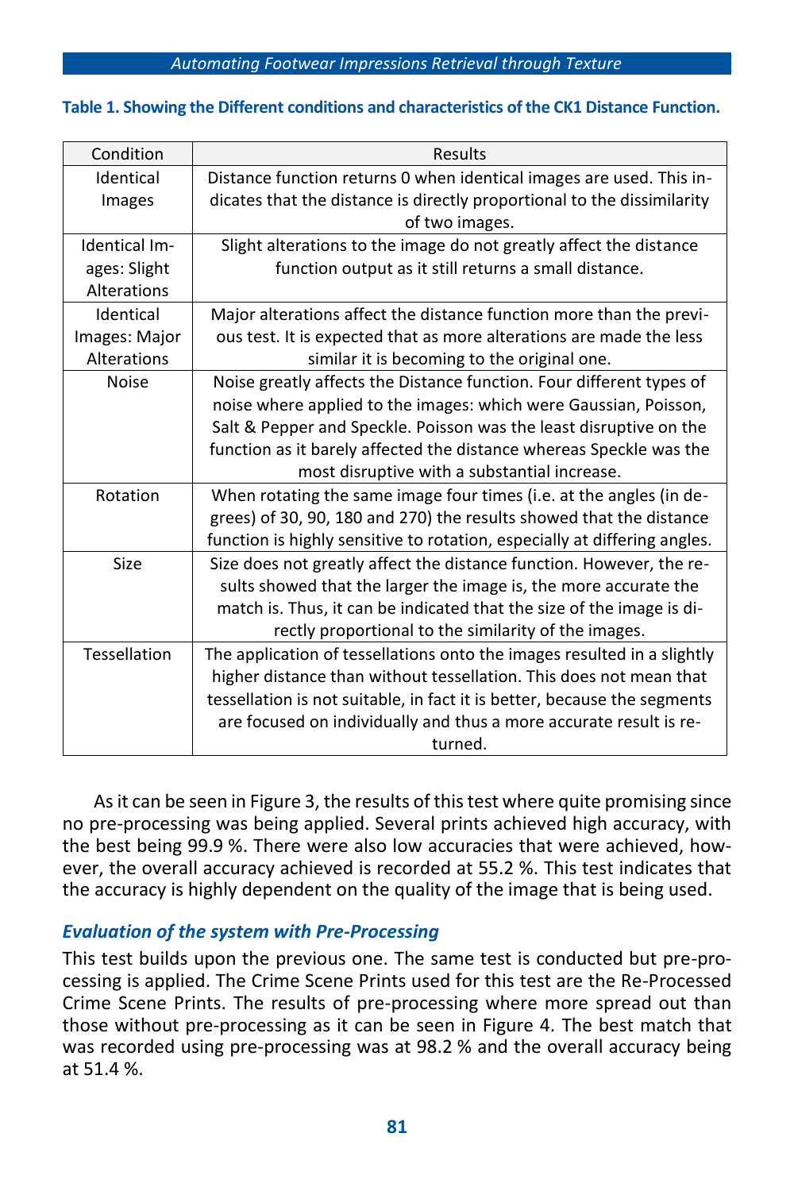**Table 1. Showing the Different conditions and characteristics of the CK1 Distance Function.**

| Condition | Results |
|---|---|
| Identical Images | Distance function returns 0 when identical images are used. This indicates that the distance is directly proportional to the dissimilarity of two images. |
| Identical Images: Slight Alterations | Slight alterations to the image do not greatly affect the distance function output as it still returns a small distance. |
| Identical Images: Major Alterations | Major alterations affect the distance function more than the previous test. It is expected that as more alterations are made the less similar it is becoming to the original one. |
| Noise | Noise greatly affects the Distance function. Four different types of noise where applied to the images: which were Gaussian, Poisson, Salt & Pepper and Speckle. Poisson was the least disruptive on the function as it barely affected the distance whereas Speckle was the most disruptive with a substantial increase. |
| Rotation | When rotating the same image four times (i.e. at the angles (in degrees) of 30, 90, 180 and 270) the results showed that the distance function is highly sensitive to rotation, especially at differing angles. |
| Size | Size does not greatly affect the distance function. However, the results showed that the larger the image is, the more accurate the match is. Thus, it can be indicated that the size of the image is directly proportional to the similarity of the images. |
| Tessellation | The application of tessellations onto the images resulted in a slightly higher distance than without tessellation. This does not mean that tessellation is not suitable, in fact it is better, because the segments are focused on individually and thus a more accurate result is returned. |

As it can be seen in Figure 3, the results of this test where quite promising since no pre-processing was being applied. Several prints achieved high accuracy, with the best being 99.9 %. There were also low accuracies that were achieved, however, the overall accuracy achieved is recorded at 55.2 %. This test indicates that the accuracy is highly dependent on the quality of the image that is being used.

### *Evaluation of the system with Pre-Processing*

This test builds upon the previous one. The same test is conducted but pre-processing is applied. The Crime Scene Prints used for this test are the Re-Processed Crime Scene Prints. The results of pre-processing where more spread out than those without pre-processing as it can be seen in Figure 4. The best match that was recorded using pre-processing was at 98.2 % and the overall accuracy being at 51.4 %.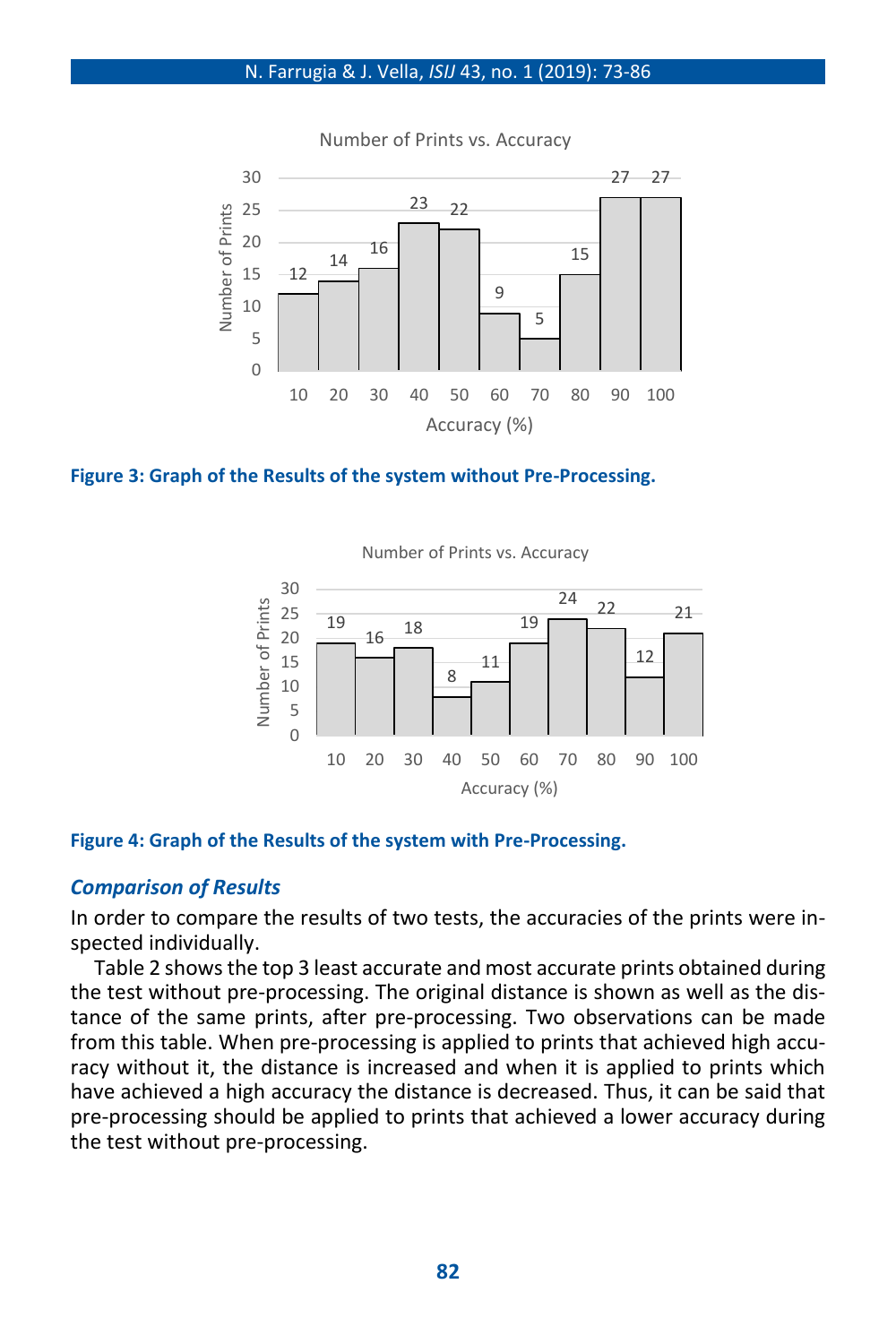**Figure 3: Graph of the Results of the system without Pre-Processing.**

**Figure 4: Graph of the Results of the system with Pre-Processing.**

### *Comparison of Results*

In order to compare the results of two tests, the accuracies of the prints were inspected individually.

Table 2 shows the top 3 least accurate and most accurate prints obtained during the test without pre-processing. The original distance is shown as well as the distance of the same prints, after pre-processing. Two observations can be made from this table. When pre-processing is applied to prints that achieved high accuracy without it, the distance is increased and when it is applied to prints which have achieved a high accuracy the distance is decreased. Thus, it can be said that pre-processing should be applied to prints that achieved a lower accuracy during the test without pre-processing.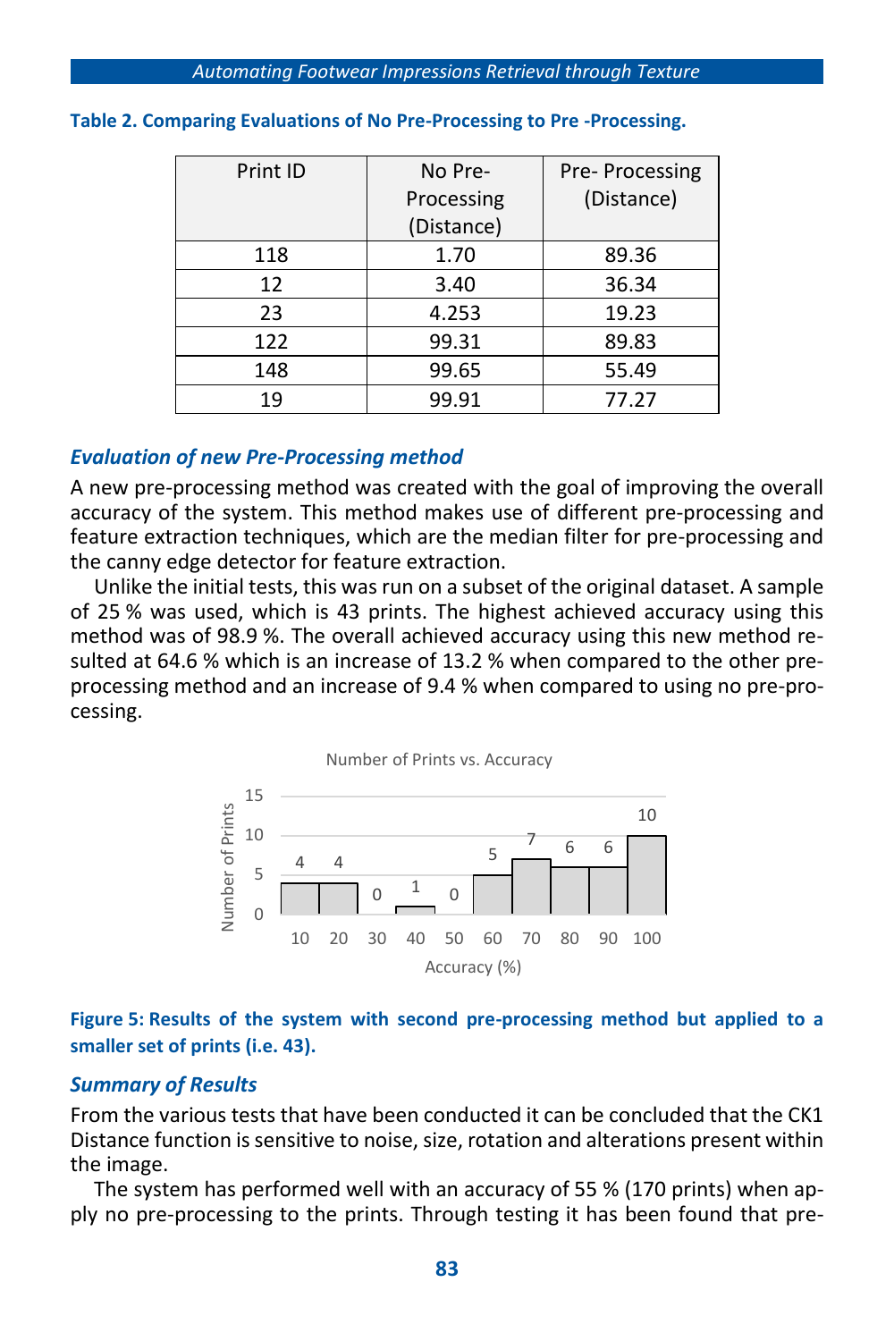**Table 2. Comparing Evaluations of No Pre-Processing to Pre -Processing.**

| Print ID | No Pre-Processing (Distance) | Pre- Processing (Distance) |
|---|---|---|
| 118 | 1.70 | 89.36 |
| 12 | 3.40 | 36.34 |
| 23 | 4.253 | 19.23 |
| 122 | 99.31 | 89.83 |
| 148 | 99.65 | 55.49 |
| 19 | 99.91 | 77.27 |

### *Evaluation of new Pre-Processing method*

A new pre-processing method was created with the goal of improving the overall accuracy of the system. This method makes use of different pre-processing and feature extraction techniques, which are the median filter for pre-processing and the canny edge detector for feature extraction.

Unlike the initial tests, this was run on a subset of the original dataset. A sample of 25 % was used, which is 43 prints. The highest achieved accuracy using this method was of 98.9 %. The overall achieved accuracy using this new method resulted at 64.6 % which is an increase of 13.2 % when compared to the other pre-processing method and an increase of 9.4 % when compared to using no pre-processing.

Number of Prints vs. Accuracy

| Accuracy (%) | 10 | 20 | 30 | 40 | 50 | 60 | 70 | 80 | 90 | 100 |
|---|---|---|---|---|---|---|---|---|---|---|
| Number of Prints | 4 | 4 | 0 | 1 | 0 | 5 | 7 | 6 | 6 | 10 |

**Figure 5: Results of the system with second pre-processing method but applied to a smaller set of prints (i.e. 43).**

### *Summary of Results*

From the various tests that have been conducted it can be concluded that the CK1 Distance function is sensitive to noise, size, rotation and alterations present within the image.

The system has performed well with an accuracy of 55 % (170 prints) when apply no pre-processing to the prints. Through testing it has been found that pre-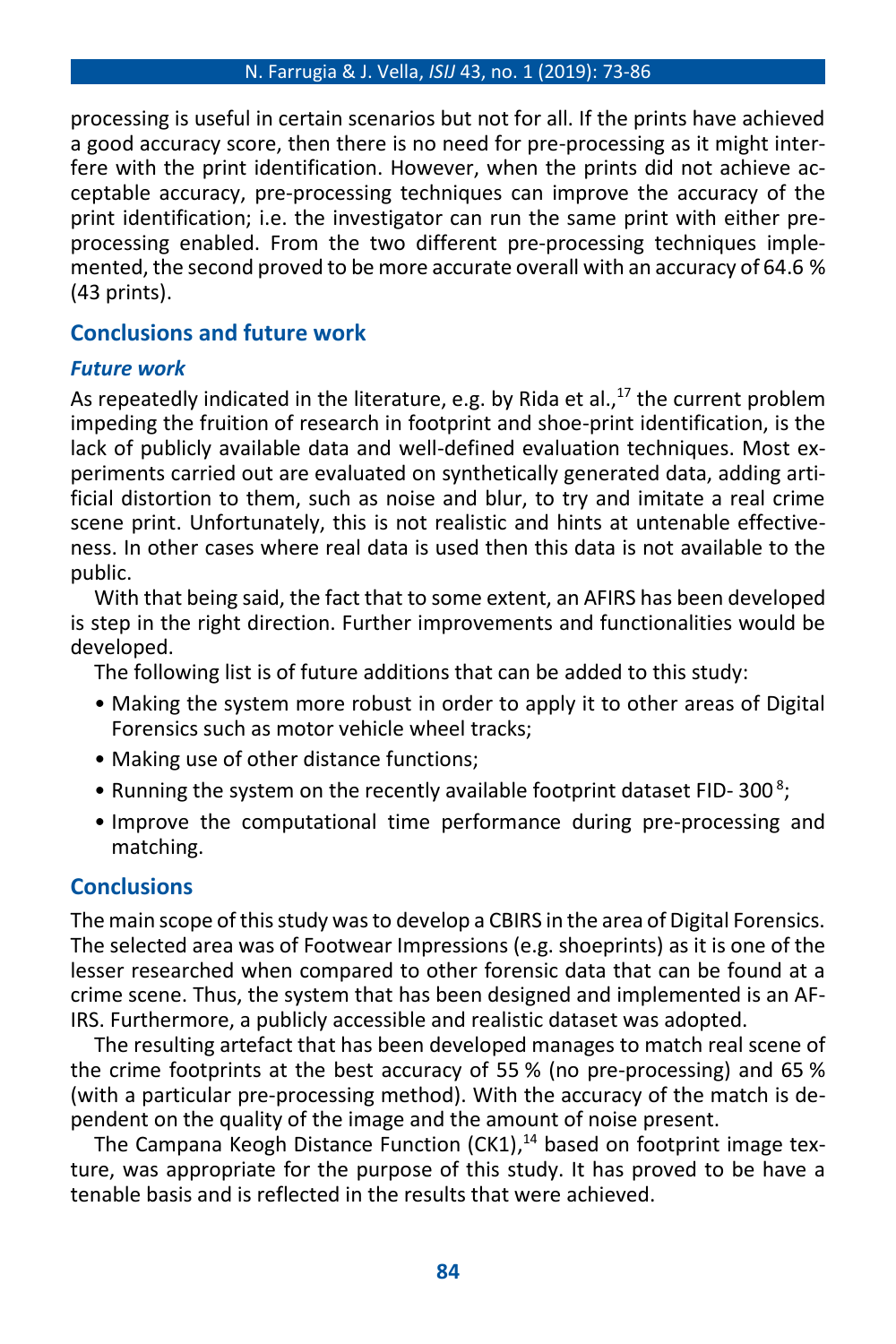processing is useful in certain scenarios but not for all. If the prints have achieved a good accuracy score, then there is no need for pre-processing as it might interfere with the print identification. However, when the prints did not achieve acceptable accuracy, pre-processing techniques can improve the accuracy of the print identification; i.e. the investigator can run the same print with either pre-processing enabled. From the two different pre-processing techniques implemented, the second proved to be more accurate overall with an accuracy of 64.6 % (43 prints).

## Conclusions and future work

### *Future work*

As repeatedly indicated in the literature, e.g. by Rida et al.,[17] the current problem impeding the fruition of research in footprint and shoe-print identification, is the lack of publicly available data and well-defined evaluation techniques. Most experiments carried out are evaluated on synthetically generated data, adding artificial distortion to them, such as noise and blur, to try and imitate a real crime scene print. Unfortunately, this is not realistic and hints at untenable effectiveness. In other cases where real data is used then this data is not available to the public.

With that being said, the fact that to some extent, an AFIRS has been developed is step in the right direction. Further improvements and functionalities would be developed.

The following list is of future additions that can be added to this study:

- Making the system more robust in order to apply it to other areas of Digital Forensics such as motor vehicle wheel tracks;
- Making use of other distance functions;
- Running the system on the recently available footprint dataset FID- 300[8];
- Improve the computational time performance during pre-processing and matching.

### Conclusions

The main scope of this study was to develop a CBIRS in the area of Digital Forensics. The selected area was of Footwear Impressions (e.g. shoeprints) as it is one of the lesser researched when compared to other forensic data that can be found at a crime scene. Thus, the system that has been designed and implemented is an AFIRS. Furthermore, a publicly accessible and realistic dataset was adopted.

The resulting artefact that has been developed manages to match real scene of the crime footprints at the best accuracy of 55 % (no pre-processing) and 65 % (with a particular pre-processing method). With the accuracy of the match is dependent on the quality of the image and the amount of noise present.

The Campana Keogh Distance Function (CK1),[14] based on footprint image texture, was appropriate for the purpose of this study. It has proved to be have a tenable basis and is reflected in the results that were achieved.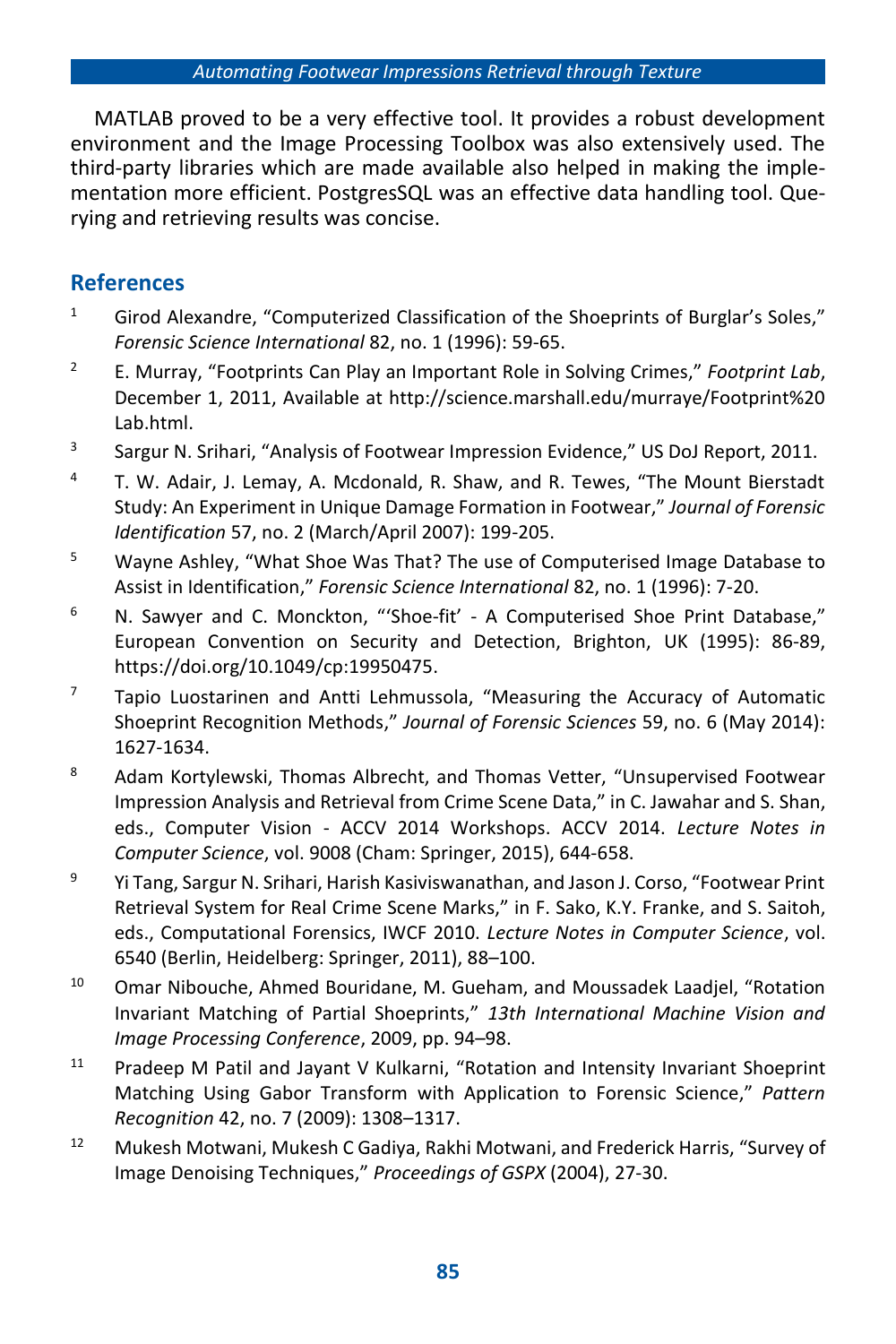MATLAB proved to be a very effective tool. It provides a robust development environment and the Image Processing Toolbox was also extensively used. The third-party libraries which are made available also helped in making the implementation more efficient. PostgresSQL was an effective data handling tool. Querying and retrieving results was concise.

## References

1. Girod Alexandre, "Computerized Classification of the Shoeprints of Burglar's Soles," *Forensic Science International* 82, no. 1 (1996): 59-65.
2. E. Murray, "Footprints Can Play an Important Role in Solving Crimes," *Footprint Lab*, December 1, 2011, Available at http://science.marshall.edu/murraye/Footprint%20Lab.html.
3. Sargur N. Srihari, "Analysis of Footwear Impression Evidence," US DoJ Report, 2011.
4. T. W. Adair, J. Lemay, A. Mcdonald, R. Shaw, and R. Tewes, "The Mount Bierstadt Study: An Experiment in Unique Damage Formation in Footwear," *Journal of Forensic Identification* 57, no. 2 (March/April 2007): 199-205.
5. Wayne Ashley, "What Shoe Was That? The use of Computerised Image Database to Assist in Identification," *Forensic Science International* 82, no. 1 (1996): 7-20.
6. N. Sawyer and C. Monckton, "'Shoe-fit' - A Computerised Shoe Print Database," European Convention on Security and Detection, Brighton, UK (1995): 86-89, https://doi.org/10.1049/cp:19950475.
7. Tapio Luostarinen and Antti Lehmussola, "Measuring the Accuracy of Automatic Shoeprint Recognition Methods," *Journal of Forensic Sciences* 59, no. 6 (May 2014): 1627-1634.
8. Adam Kortylewski, Thomas Albrecht, and Thomas Vetter, "Unsupervised Footwear Impression Analysis and Retrieval from Crime Scene Data," in C. Jawahar and S. Shan, eds., Computer Vision - ACCV 2014 Workshops. ACCV 2014. *Lecture Notes in Computer Science*, vol. 9008 (Cham: Springer, 2015), 644-658.
9. Yi Tang, Sargur N. Srihari, Harish Kasiviswanathan, and Jason J. Corso, "Footwear Print Retrieval System for Real Crime Scene Marks," in F. Sako, K.Y. Franke, and S. Saitoh, eds., Computational Forensics, IWCF 2010. *Lecture Notes in Computer Science*, vol. 6540 (Berlin, Heidelberg: Springer, 2011), 88–100.
10. Omar Nibouche, Ahmed Bouridane, M. Gueham, and Moussadek Laadjel, "Rotation Invariant Matching of Partial Shoeprints," *13th International Machine Vision and Image Processing Conference*, 2009, pp. 94–98.
11. Pradeep M Patil and Jayant V Kulkarni, "Rotation and Intensity Invariant Shoeprint Matching Using Gabor Transform with Application to Forensic Science," *Pattern Recognition* 42, no. 7 (2009): 1308–1317.
12. Mukesh Motwani, Mukesh C Gadiya, Rakhi Motwani, and Frederick Harris, "Survey of Image Denoising Techniques," *Proceedings of GSPX* (2004), 27-30.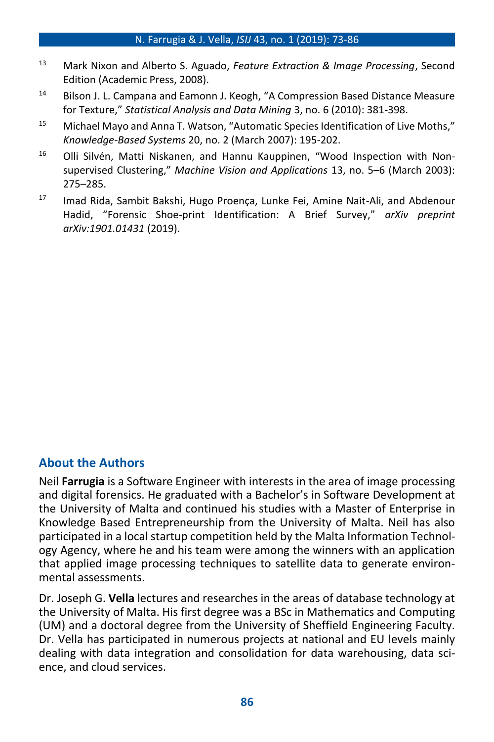[13] Mark Nixon and Alberto S. Aguado, *Feature Extraction & Image Processing*, Second Edition (Academic Press, 2008).

[14] Bilson J. L. Campana and Eamonn J. Keogh, "A Compression Based Distance Measure for Texture," *Statistical Analysis and Data Mining* 3, no. 6 (2010): 381-398.

[15] Michael Mayo and Anna T. Watson, "Automatic Species Identification of Live Moths," *Knowledge-Based Systems* 20, no. 2 (March 2007): 195-202.

[16] Olli Silvén, Matti Niskanen, and Hannu Kauppinen, "Wood Inspection with Non-supervised Clustering," *Machine Vision and Applications* 13, no. 5–6 (March 2003): 275–285.

[17] Imad Rida, Sambit Bakshi, Hugo Proença, Lunke Fei, Amine Nait-Ali, and Abdenour Hadid, "Forensic Shoe-print Identification: A Brief Survey," *arXiv preprint arXiv:1901.01431* (2019).

## About the Authors

Neil **Farrugia** is a Software Engineer with interests in the area of image processing and digital forensics. He graduated with a Bachelor's in Software Development at the University of Malta and continued his studies with a Master of Enterprise in Knowledge Based Entrepreneurship from the University of Malta. Neil has also participated in a local startup competition held by the Malta Information Technology Agency, where he and his team were among the winners with an application that applied image processing techniques to satellite data to generate environmental assessments.

Dr. Joseph G. **Vella** lectures and researches in the areas of database technology at the University of Malta. His first degree was a BSc in Mathematics and Computing (UM) and a doctoral degree from the University of Sheffield Engineering Faculty. Dr. Vella has participated in numerous projects at national and EU levels mainly dealing with data integration and consolidation for data warehousing, data science, and cloud services.